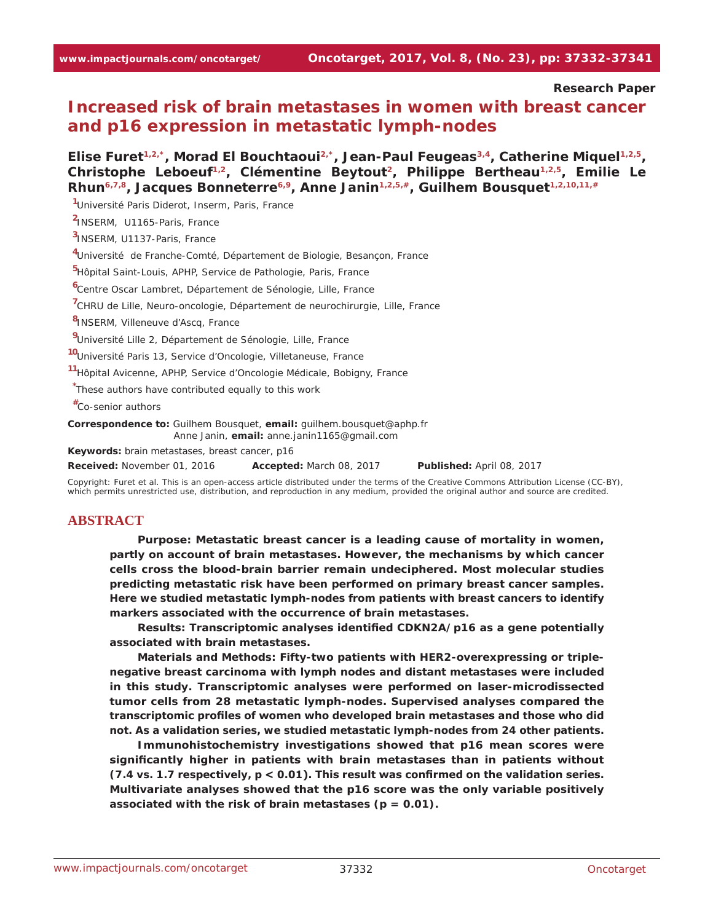Research Paper

# Increased risk of brain metastases in women with breast cancer and p16 expression in metastatic lymph-nodes

**Elise Furet[1,2,*], Morad El Bouchtaoui[2,*], Jean-Paul Feugeas[3,4], Catherine Miquel[1,2,5], Christophe Leboeuf[1,2], Clémentine Beytout[2], Philippe Bertheau[1,2,5], Emilie Le Rhun[6,7,8], Jacques Bonneterre[6,9], Anne Janin[1,2,5,#], Guilhem Bousquet[1,2,10,11,#]**

[1]Université Paris Diderot, Inserm, Paris, France

[2]INSERM, U1165-Paris, France

[3]INSERM, U1137-Paris, France

[4]Université de Franche-Comté, Département de Biologie, Besançon, France

[5]Hôpital Saint-Louis, APHP, Service de Pathologie, Paris, France

[6]Centre Oscar Lambret, Département de Sénologie, Lille, France

[7]CHRU de Lille, Neuro-oncologie, Département de neurochirurgie, Lille, France

[8]INSERM, Villeneuve d'Ascq, France

[9]Université Lille 2, Département de Sénologie, Lille, France

[10]Université Paris 13, Service d'Oncologie, Villetaneuse, France

[11]Hôpital Avicenne, APHP, Service d'Oncologie Médicale, Bobigny, France

[*]These authors have contributed equally to this work

[#]Co-senior authors

**Correspondence to:** Guilhem Bousquet, **email:** guilhem.bousquet@aphp.fr
Anne Janin, **email:** anne.janin1165@gmail.com

**Keywords:** brain metastases, breast cancer, p16

**Received:** November 01, 2016 **Accepted:** March 08, 2017 **Published:** April 08, 2017

Copyright: Furet et al. This is an open-access article distributed under the terms of the Creative Commons Attribution License (CC-BY), which permits unrestricted use, distribution, and reproduction in any medium, provided the original author and source are credited.

## ABSTRACT

**Purpose: Metastatic breast cancer is a leading cause of mortality in women, partly on account of brain metastases. However, the mechanisms by which cancer cells cross the blood-brain barrier remain undeciphered. Most molecular studies predicting metastatic risk have been performed on primary breast cancer samples. Here we studied metastatic lymph-nodes from patients with breast cancers to identify markers associated with the occurrence of brain metastases.**

**Results: Transcriptomic analyses identified CDKN2A/p16 as a gene potentially associated with brain metastases.**

**Materials and Methods: Fifty-two patients with HER2-overexpressing or triple-negative breast carcinoma with lymph nodes and distant metastases were included in this study. Transcriptomic analyses were performed on laser-microdissected tumor cells from 28 metastatic lymph-nodes. Supervised analyses compared the transcriptomic profiles of women who developed brain metastases and those who did not. As a validation series, we studied metastatic lymph-nodes from 24 other patients.**

**Immunohistochemistry investigations showed that p16 mean scores were significantly higher in patients with brain metastases than in patients without (7.4 vs. 1.7 respectively, $p < 0.01$). This result was confirmed on the validation series. Multivariate analyses showed that the p16 score was the only variable positively associated with the risk of brain metastases ($p = 0.01$).**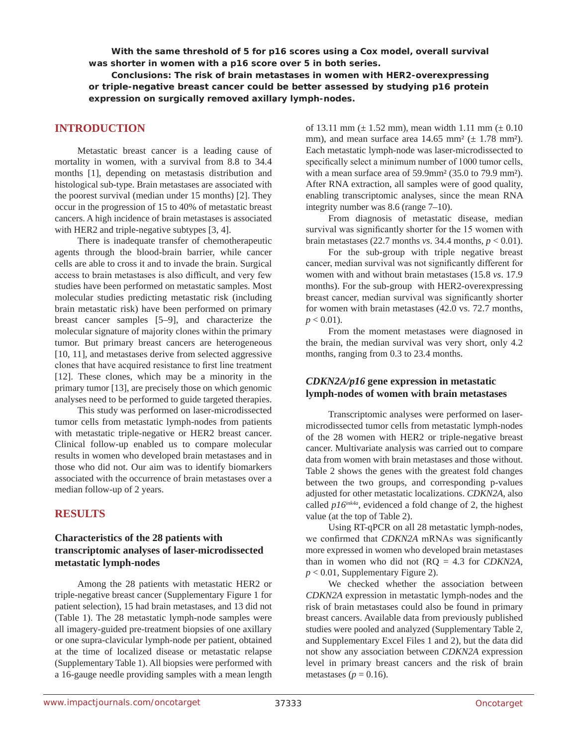**With the same threshold of 5 for p16 scores using a Cox model, overall survival was shorter in women with a p16 score over 5 in both series.**

**Conclusions: The risk of brain metastases in women with HER2-overexpressing or triple-negative breast cancer could be better assessed by studying p16 protein expression on surgically removed axillary lymph-nodes.**

## INTRODUCTION

Metastatic breast cancer is a leading cause of mortality in women, with a survival from 8.8 to 34.4 months [1], depending on metastasis distribution and histological sub-type. Brain metastases are associated with the poorest survival (median under 15 months) [2]. They occur in the progression of 15 to 40% of metastatic breast cancers. A high incidence of brain metastases is associated with HER2 and triple-negative subtypes [3, 4].

There is inadequate transfer of chemotherapeutic agents through the blood-brain barrier, while cancer cells are able to cross it and to invade the brain. Surgical access to brain metastases is also difficult, and very few studies have been performed on metastatic samples. Most molecular studies predicting metastatic risk (including brain metastatic risk) have been performed on primary breast cancer samples [5–9], and characterize the molecular signature of majority clones within the primary tumor. But primary breast cancers are heterogeneous [10, 11], and metastases derive from selected aggressive clones that have acquired resistance to first line treatment [12]. These clones, which may be a minority in the primary tumor [13], are precisely those on which genomic analyses need to be performed to guide targeted therapies.

This study was performed on laser-microdissected tumor cells from metastatic lymph-nodes from patients with metastatic triple-negative or HER2 breast cancer. Clinical follow-up enabled us to compare molecular results in women who developed brain metastases and in those who did not. Our aim was to identify biomarkers associated with the occurrence of brain metastases over a median follow-up of 2 years.

## RESULTS

### Characteristics of the 28 patients with transcriptomic analyses of laser-microdissected metastatic lymph-nodes

Among the 28 patients with metastatic HER2 or triple-negative breast cancer (Supplementary Figure 1 for patient selection), 15 had brain metastases, and 13 did not (Table 1). The 28 metastatic lymph-node samples were all imagery-guided pre-treatment biopsies of one axillary or one supra-clavicular lymph-node per patient, obtained at the time of localized disease or metastatic relapse (Supplementary Table 1). All biopsies were performed with a 16-gauge needle providing samples with a mean length of 13.11 mm (± 1.52 mm), mean width 1.11 mm (± 0.10 mm), and mean surface area 14.65 mm² (± 1.78 mm²). Each metastatic lymph-node was laser-microdissected to specifically select a minimum number of 1000 tumor cells, with a mean surface area of 59.9mm² (35.0 to 79.9 mm²). After RNA extraction, all samples were of good quality, enabling transcriptomic analyses, since the mean RNA integrity number was 8.6 (range 7–10).

From diagnosis of metastatic disease, median survival was significantly shorter for the 15 women with brain metastases (22.7 months *vs*. 34.4 months, $p < 0.01$).

For the sub-group with triple negative breast cancer, median survival was not significantly different for women with and without brain metastases (15.8 *vs*. 17.9 months). For the sub-group with HER2-overexpressing breast cancer, median survival was significantly shorter for women with brain metastases (42.0 vs. 72.7 months, $p < 0.01$).

From the moment metastases were diagnosed in the brain, the median survival was very short, only 4.2 months, ranging from 0.3 to 23.4 months.

### *CDKN2A/p16* gene expression in metastatic lymph-nodes of women with brain metastases

Transcriptomic analyses were performed on laser-microdissected tumor cells from metastatic lymph-nodes of the 28 women with HER2 or triple-negative breast cancer. Multivariate analysis was carried out to compare data from women with brain metastases and those without. Table 2 shows the genes with the greatest fold changes between the two groups, and corresponding p-values adjusted for other metastatic localizations. *CDKN2A*, also called $p16^{ink4a}$, evidenced a fold change of 2, the highest value (at the top of Table 2).

Using RT-qPCR on all 28 metastatic lymph-nodes, we confirmed that *CDKN2A* mRNAs was significantly more expressed in women who developed brain metastases than in women who did not (RQ = 4.3 for *CDKN2A*, $p < 0.01$, Supplementary Figure 2).

We checked whether the association between *CDKN2A* expression in metastatic lymph-nodes and the risk of brain metastases could also be found in primary breast cancers. Available data from previously published studies were pooled and analyzed (Supplementary Table 2, and Supplementary Excel Files 1 and 2), but the data did not show any association between *CDKN2A* expression level in primary breast cancers and the risk of brain metastases ($p = 0.16$).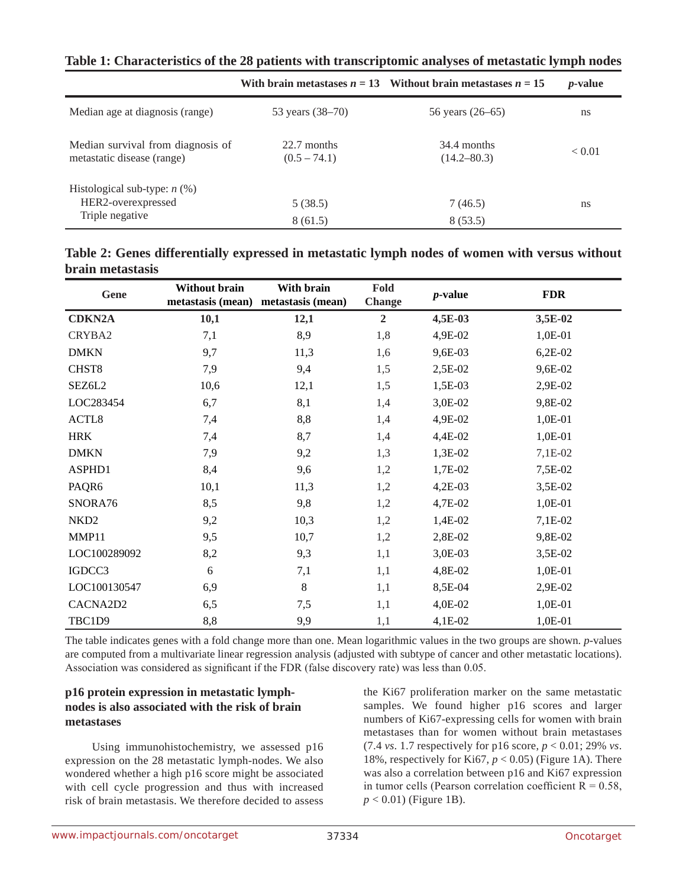**Table 1: Characteristics of the 28 patients with transcriptomic analyses of metastatic lymph nodes**

| | With brain metastases $n = 13$ | Without brain metastases $n = 15$ | *p*-value |
|---|---|---|---|
| Median age at diagnosis (range) | 53 years (38–70) | 56 years (26–65) | ns |
| Median survival from diagnosis of metastatic disease (range) | 22.7 months (0.5 – 74.1) | 34.4 months (14.2–80.3) | < 0.01 |
| Histological sub-type: *n* (%) | | | |
| HER2-overexpressed | 5 (38.5) | 7 (46.5) | ns |
| Triple negative | 8 (61.5) | 8 (53.5) | |

**Table 2: Genes differentially expressed in metastatic lymph nodes of women with versus without brain metastasis**

| Gene | Without brain metastasis (mean) | With brain metastasis (mean) | Fold Change | *p*-value | FDR |
|---|---|---|---|---|---|
| **CDKN2A** | **10,1** | **12,1** | **2** | **4,5E-03** | **3,5E-02** |
| CRYBA2 | 7,1 | 8,9 | 1,8 | 4,9E-02 | 1,0E-01 |
| DMKN | 9,7 | 11,3 | 1,6 | 9,6E-03 | 6,2E-02 |
| CHST8 | 7,9 | 9,4 | 1,5 | 2,5E-02 | 9,6E-02 |
| SEZ6L2 | 10,6 | 12,1 | 1,5 | 1,5E-03 | 2,9E-02 |
| LOC283454 | 6,7 | 8,1 | 1,4 | 3,0E-02 | 9,8E-02 |
| ACTL8 | 7,4 | 8,8 | 1,4 | 4,9E-02 | 1,0E-01 |
| HRK | 7,4 | 8,7 | 1,4 | 4,4E-02 | 1,0E-01 |
| DMKN | 7,9 | 9,2 | 1,3 | 1,3E-02 | 7,1E-02 |
| ASPHD1 | 8,4 | 9,6 | 1,2 | 1,7E-02 | 7,5E-02 |
| PAQR6 | 10,1 | 11,3 | 1,2 | 4,2E-03 | 3,5E-02 |
| SNORA76 | 8,5 | 9,8 | 1,2 | 4,7E-02 | 1,0E-01 |
| NKD2 | 9,2 | 10,3 | 1,2 | 1,4E-02 | 7,1E-02 |
| MMP11 | 9,5 | 10,7 | 1,2 | 2,8E-02 | 9,8E-02 |
| LOC100289092 | 8,2 | 9,3 | 1,1 | 3,0E-03 | 3,5E-02 |
| IGDCC3 | 6 | 7,1 | 1,1 | 4,8E-02 | 1,0E-01 |
| LOC100130547 | 6,9 | 8 | 1,1 | 8,5E-04 | 2,9E-02 |
| CACNA2D2 | 6,5 | 7,5 | 1,1 | 4,0E-02 | 1,0E-01 |
| TBC1D9 | 8,8 | 9,9 | 1,1 | 4,1E-02 | 1,0E-01 |

The table indicates genes with a fold change more than one. Mean logarithmic values in the two groups are shown. *p*-values are computed from a multivariate linear regression analysis (adjusted with subtype of cancer and other metastatic locations). Association was considered as significant if the FDR (false discovery rate) was less than 0.05.

### p16 protein expression in metastatic lymph-nodes is also associated with the risk of brain metastases

Using immunohistochemistry, we assessed p16 expression on the 28 metastatic lymph-nodes. We also wondered whether a high p16 score might be associated with cell cycle progression and thus with increased risk of brain metastasis. We therefore decided to assess the Ki67 proliferation marker on the same metastatic samples. We found higher p16 scores and larger numbers of Ki67-expressing cells for women with brain metastases than for women without brain metastases (7.4 *vs*. 1.7 respectively for p16 score, $p < 0.01$; 29% *vs*. 18%, respectively for Ki67, $p < 0.05$) (Figure 1A). There was also a correlation between p16 and Ki67 expression in tumor cells (Pearson correlation coefficient $R = 0.58$, $p < 0.01$) (Figure 1B).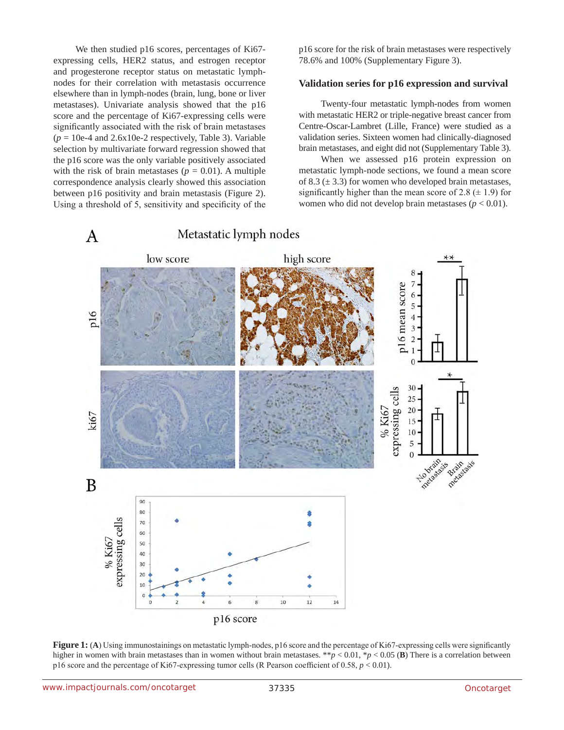We then studied p16 scores, percentages of Ki67-expressing cells, HER2 status, and estrogen receptor and progesterone receptor status on metastatic lymph-nodes for their correlation with metastasis occurrence elsewhere than in lymph-nodes (brain, lung, bone or liver metastases). Univariate analysis showed that the p16 score and the percentage of Ki67-expressing cells were significantly associated with the risk of brain metastases ($p$ = 10e-4 and 2.6x10e-2 respectively, Table 3). Variable selection by multivariate forward regression showed that the p16 score was the only variable positively associated with the risk of brain metastases ($p$ = 0.01). A multiple correspondence analysis clearly showed this association between p16 positivity and brain metastasis (Figure 2). Using a threshold of 5, sensitivity and specificity of the p16 score for the risk of brain metastases were respectively 78.6% and 100% (Supplementary Figure 3).

### Validation series for p16 expression and survival

Twenty-four metastatic lymph-nodes from women with metastatic HER2 or triple-negative breast cancer from Centre-Oscar-Lambret (Lille, France) were studied as a validation series. Sixteen women had clinically-diagnosed brain metastases, and eight did not (Supplementary Table 3).

When we assessed p16 protein expression on metastatic lymph-node sections, we found a mean score of 8.3 (± 3.3) for women who developed brain metastases, significantly higher than the mean score of 2.8 (± 1.9) for women who did not develop brain metastases ($p$ < 0.01).

**Figure 1:** (**A**) Using immunostainings on metastatic lymph-nodes, p16 score and the percentage of Ki67-expressing cells were significantly higher in women with brain metastases than in women without brain metastases. \*\*$p$ < 0.01, \*$p$ < 0.05 (**B**) There is a correlation between p16 score and the percentage of Ki67-expressing tumor cells (R Pearson coefficient of 0.58, $p$ < 0.01).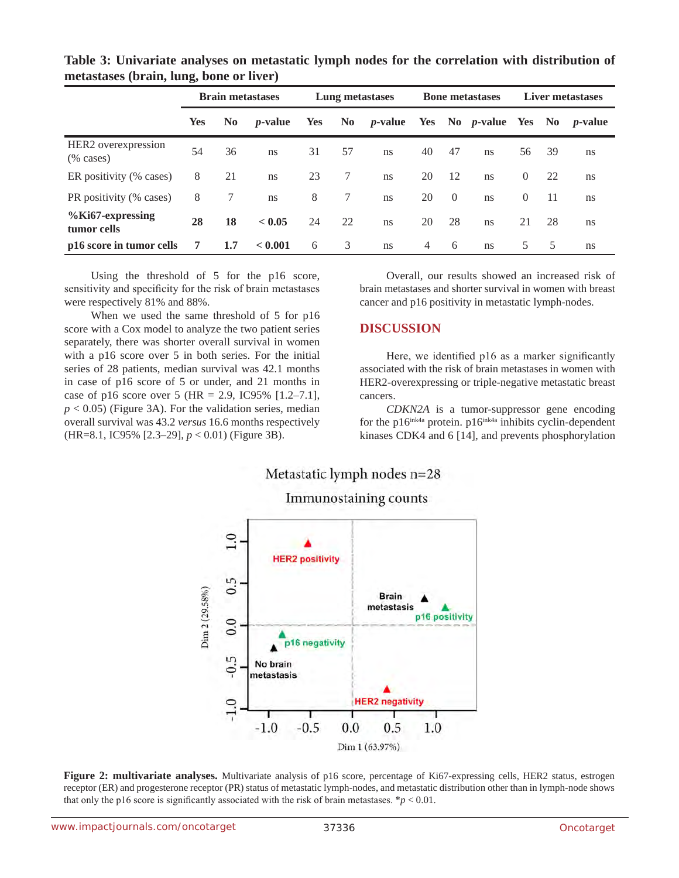**Table 3: Univariate analyses on metastatic lymph nodes for the correlation with distribution of metastases (brain, lung, bone or liver)**

| | Brain metastases | | | Lung metastases | | | Bone metastases | | | Liver metastases | | |
|---|---|---|---|---|---|---|---|---|---|---|---|---|
| | Yes | No | *p*-value | Yes | No | *p*-value | Yes | No | *p*-value | Yes | No | *p*-value |
| HER2 overexpression (% cases) | 54 | 36 | ns | 31 | 57 | ns | 40 | 47 | ns | 56 | 39 | ns |
| ER positivity (% cases) | 8 | 21 | ns | 23 | 7 | ns | 20 | 12 | ns | 0 | 22 | ns |
| PR positivity (% cases) | 8 | 7 | ns | 8 | 7 | ns | 20 | 0 | ns | 0 | 11 | ns |
| **%Ki67-expressing tumor cells** | **28** | **18** | **< 0.05** | 24 | 22 | ns | 20 | 28 | ns | 21 | 28 | ns |
| **p16 score in tumor cells** | **7** | **1.7** | **< 0.001** | 6 | 3 | ns | 4 | 6 | ns | 5 | 5 | ns |

Using the threshold of 5 for the p16 score, sensitivity and specificity for the risk of brain metastases were respectively 81% and 88%.

When we used the same threshold of 5 for p16 score with a Cox model to analyze the two patient series separately, there was shorter overall survival in women with a p16 score over 5 in both series. For the initial series of 28 patients, median survival was 42.1 months in case of p16 score of 5 or under, and 21 months in case of p16 score over 5 (HR = 2.9, IC95% [1.2–7.1], $p < 0.05$) (Figure 3A). For the validation series, median overall survival was 43.2 *versus* 16.6 months respectively (HR=8.1, IC95% [2.3–29], $p < 0.01$) (Figure 3B).

Overall, our results showed an increased risk of brain metastases and shorter survival in women with breast cancer and p16 positivity in metastatic lymph-nodes.

## DISCUSSION

Here, we identified p16 as a marker significantly associated with the risk of brain metastases in women with HER2-overexpressing or triple-negative metastatic breast cancers.

*CDKN2A* is a tumor-suppressor gene encoding for the p16[ink4a] protein. p16[ink4a] inhibits cyclin-dependent kinases CDK4 and 6 [14], and prevents phosphorylation

**Figure 2: multivariate analyses.** Multivariate analysis of p16 score, percentage of Ki67-expressing cells, HER2 status, estrogen receptor (ER) and progesterone receptor (PR) status of metastatic lymph-nodes, and metastatic distribution other than in lymph-node shows that only the p16 score is significantly associated with the risk of brain metastases. *$p < 0.01$.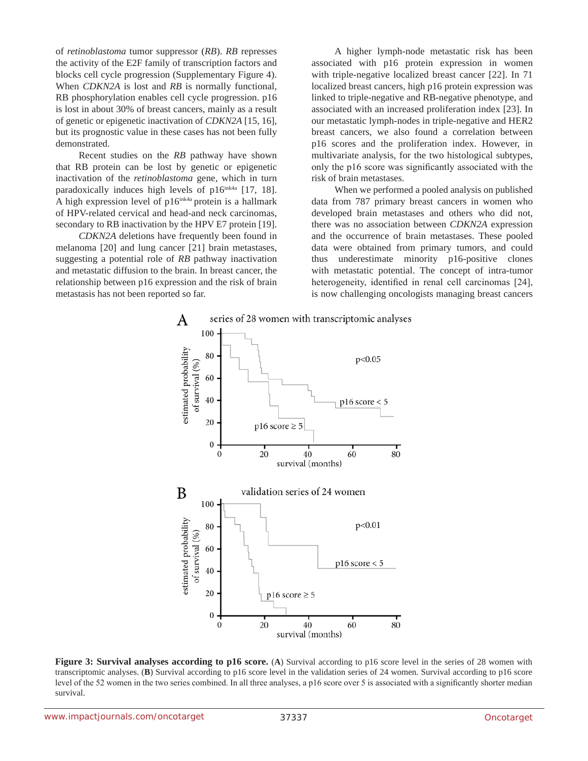of *retinoblastoma* tumor suppressor (*RB*). *RB* represses the activity of the E2F family of transcription factors and blocks cell cycle progression (Supplementary Figure 4). When *CDKN2A* is lost and *RB* is normally functional, RB phosphorylation enables cell cycle progression. p16 is lost in about 30% of breast cancers, mainly as a result of genetic or epigenetic inactivation of *CDKN2A* [15, 16], but its prognostic value in these cases has not been fully demonstrated.

Recent studies on the *RB* pathway have shown that RB protein can be lost by genetic or epigenetic inactivation of the *retinoblastoma* gene, which in turn paradoxically induces high levels of p16$^{ink4a}$ [17, 18]. A high expression level of p16$^{ink4a}$ protein is a hallmark of HPV-related cervical and head-and neck carcinomas, secondary to RB inactivation by the HPV E7 protein [19].

*CDKN2A* deletions have frequently been found in melanoma [20] and lung cancer [21] brain metastases, suggesting a potential role of *RB* pathway inactivation and metastatic diffusion to the brain. In breast cancer, the relationship between p16 expression and the risk of brain metastasis has not been reported so far.

A higher lymph-node metastatic risk has been associated with p16 protein expression in women with triple-negative localized breast cancer [22]. In 71 localized breast cancers, high p16 protein expression was linked to triple-negative and RB-negative phenotype, and associated with an increased proliferation index [23]. In our metastatic lymph-nodes in triple-negative and HER2 breast cancers, we also found a correlation between p16 scores and the proliferation index. However, in multivariate analysis, for the two histological subtypes, only the p16 score was significantly associated with the risk of brain metastases.

When we performed a pooled analysis on published data from 787 primary breast cancers in women who developed brain metastases and others who did not, there was no association between *CDKN2A* expression and the occurrence of brain metastases. These pooled data were obtained from primary tumors, and could thus underestimate minority p16-positive clones with metastatic potential. The concept of intra-tumor heterogeneity, identified in renal cell carcinomas [24], is now challenging oncologists managing breast cancers

**Figure 3: Survival analyses according to p16 score.** (**A**) Survival according to p16 score level in the series of 28 women with transcriptomic analyses. (**B**) Survival according to p16 score level in the validation series of 24 women. Survival according to p16 score level of the 52 women in the two series combined. In all three analyses, a p16 score over 5 is associated with a significantly shorter median survival.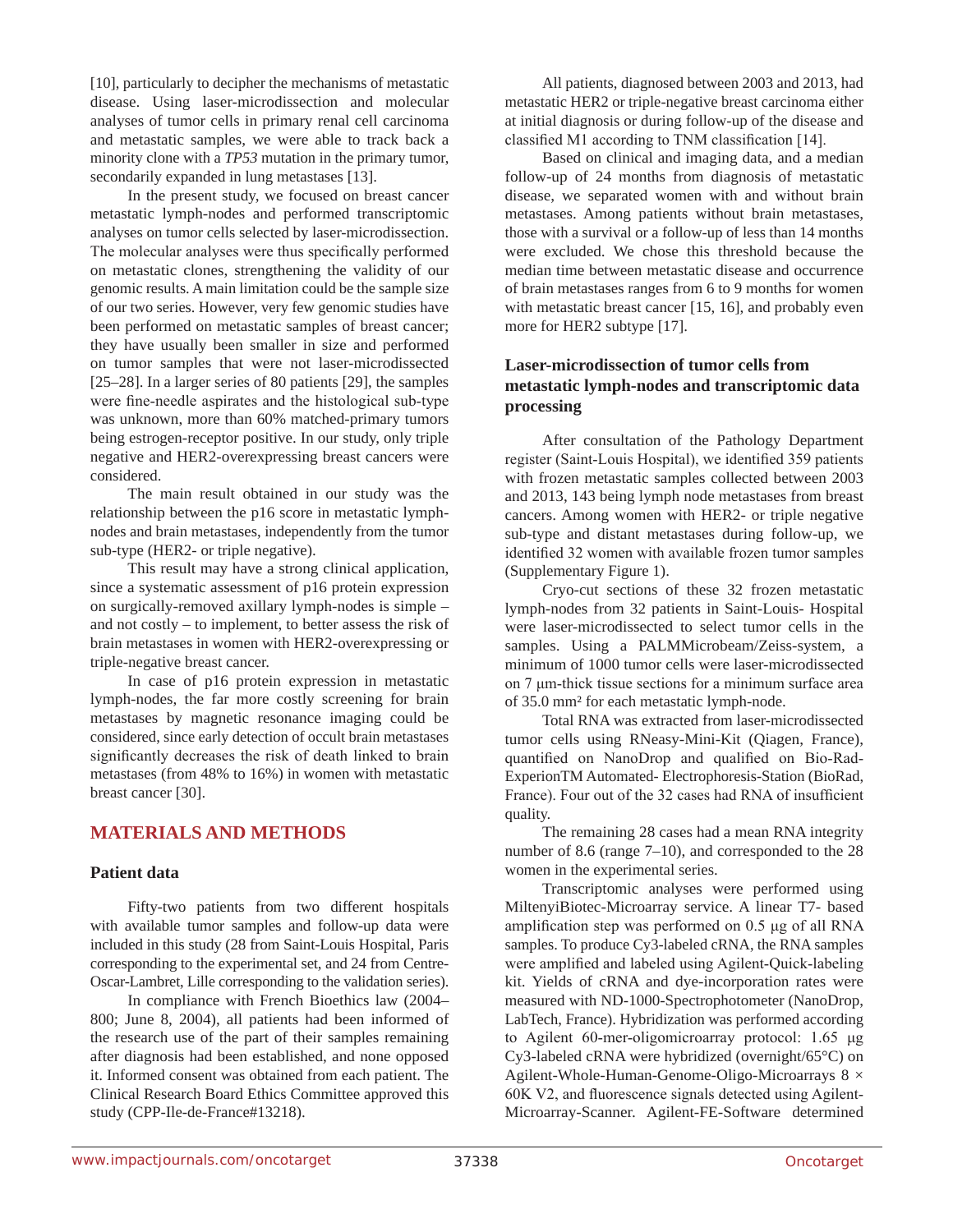[10], particularly to decipher the mechanisms of metastatic disease. Using laser-microdissection and molecular analyses of tumor cells in primary renal cell carcinoma and metastatic samples, we were able to track back a minority clone with a *TP53* mutation in the primary tumor, secondarily expanded in lung metastases [13].

In the present study, we focused on breast cancer metastatic lymph-nodes and performed transcriptomic analyses on tumor cells selected by laser-microdissection. The molecular analyses were thus specifically performed on metastatic clones, strengthening the validity of our genomic results. A main limitation could be the sample size of our two series. However, very few genomic studies have been performed on metastatic samples of breast cancer; they have usually been smaller in size and performed on tumor samples that were not laser-microdissected [25–28]. In a larger series of 80 patients [29], the samples were fine-needle aspirates and the histological sub-type was unknown, more than 60% matched-primary tumors being estrogen-receptor positive. In our study, only triple negative and HER2-overexpressing breast cancers were considered.

The main result obtained in our study was the relationship between the p16 score in metastatic lymph-nodes and brain metastases, independently from the tumor sub-type (HER2- or triple negative).

This result may have a strong clinical application, since a systematic assessment of p16 protein expression on surgically-removed axillary lymph-nodes is simple – and not costly – to implement, to better assess the risk of brain metastases in women with HER2-overexpressing or triple-negative breast cancer.

In case of p16 protein expression in metastatic lymph-nodes, the far more costly screening for brain metastases by magnetic resonance imaging could be considered, since early detection of occult brain metastases significantly decreases the risk of death linked to brain metastases (from 48% to 16%) in women with metastatic breast cancer [30].

## MATERIALS AND METHODS

### Patient data

Fifty-two patients from two different hospitals with available tumor samples and follow-up data were included in this study (28 from Saint-Louis Hospital, Paris corresponding to the experimental set, and 24 from Centre-Oscar-Lambret, Lille corresponding to the validation series).

In compliance with French Bioethics law (2004–800; June 8, 2004), all patients had been informed of the research use of the part of their samples remaining after diagnosis had been established, and none opposed it. Informed consent was obtained from each patient. The Clinical Research Board Ethics Committee approved this study (CPP-Ile-de-France#13218).

All patients, diagnosed between 2003 and 2013, had metastatic HER2 or triple-negative breast carcinoma either at initial diagnosis or during follow-up of the disease and classified M1 according to TNM classification [14].

Based on clinical and imaging data, and a median follow-up of 24 months from diagnosis of metastatic disease, we separated women with and without brain metastases. Among patients without brain metastases, those with a survival or a follow-up of less than 14 months were excluded. We chose this threshold because the median time between metastatic disease and occurrence of brain metastases ranges from 6 to 9 months for women with metastatic breast cancer [15, 16], and probably even more for HER2 subtype [17].

### Laser-microdissection of tumor cells from metastatic lymph-nodes and transcriptomic data processing

After consultation of the Pathology Department register (Saint-Louis Hospital), we identified 359 patients with frozen metastatic samples collected between 2003 and 2013, 143 being lymph node metastases from breast cancers. Among women with HER2- or triple negative sub-type and distant metastases during follow-up, we identified 32 women with available frozen tumor samples (Supplementary Figure 1).

Cryo-cut sections of these 32 frozen metastatic lymph-nodes from 32 patients in Saint-Louis- Hospital were laser-microdissected to select tumor cells in the samples. Using a PALMMicrobeam/Zeiss-system, a minimum of 1000 tumor cells were laser-microdissected on 7 μm-thick tissue sections for a minimum surface area of 35.0 mm² for each metastatic lymph-node.

Total RNA was extracted from laser-microdissected tumor cells using RNeasy-Mini-Kit (Qiagen, France), quantified on NanoDrop and qualified on Bio-Rad-ExperionTM Automated- Electrophoresis-Station (BioRad, France). Four out of the 32 cases had RNA of insufficient quality.

The remaining 28 cases had a mean RNA integrity number of 8.6 (range 7–10), and corresponded to the 28 women in the experimental series.

Transcriptomic analyses were performed using MiltenyiBiotec-Microarray service. A linear T7- based amplification step was performed on 0.5 μg of all RNA samples. To produce Cy3-labeled cRNA, the RNA samples were amplified and labeled using Agilent-Quick-labeling kit. Yields of cRNA and dye-incorporation rates were measured with ND-1000-Spectrophotometer (NanoDrop, LabTech, France). Hybridization was performed according to Agilent 60-mer-oligomicroarray protocol: 1.65 μg Cy3-labeled cRNA were hybridized (overnight/65°C) on Agilent-Whole-Human-Genome-Oligo-Microarrays 8 × 60K V2, and fluorescence signals detected using Agilent-Microarray-Scanner. Agilent-FE-Software determined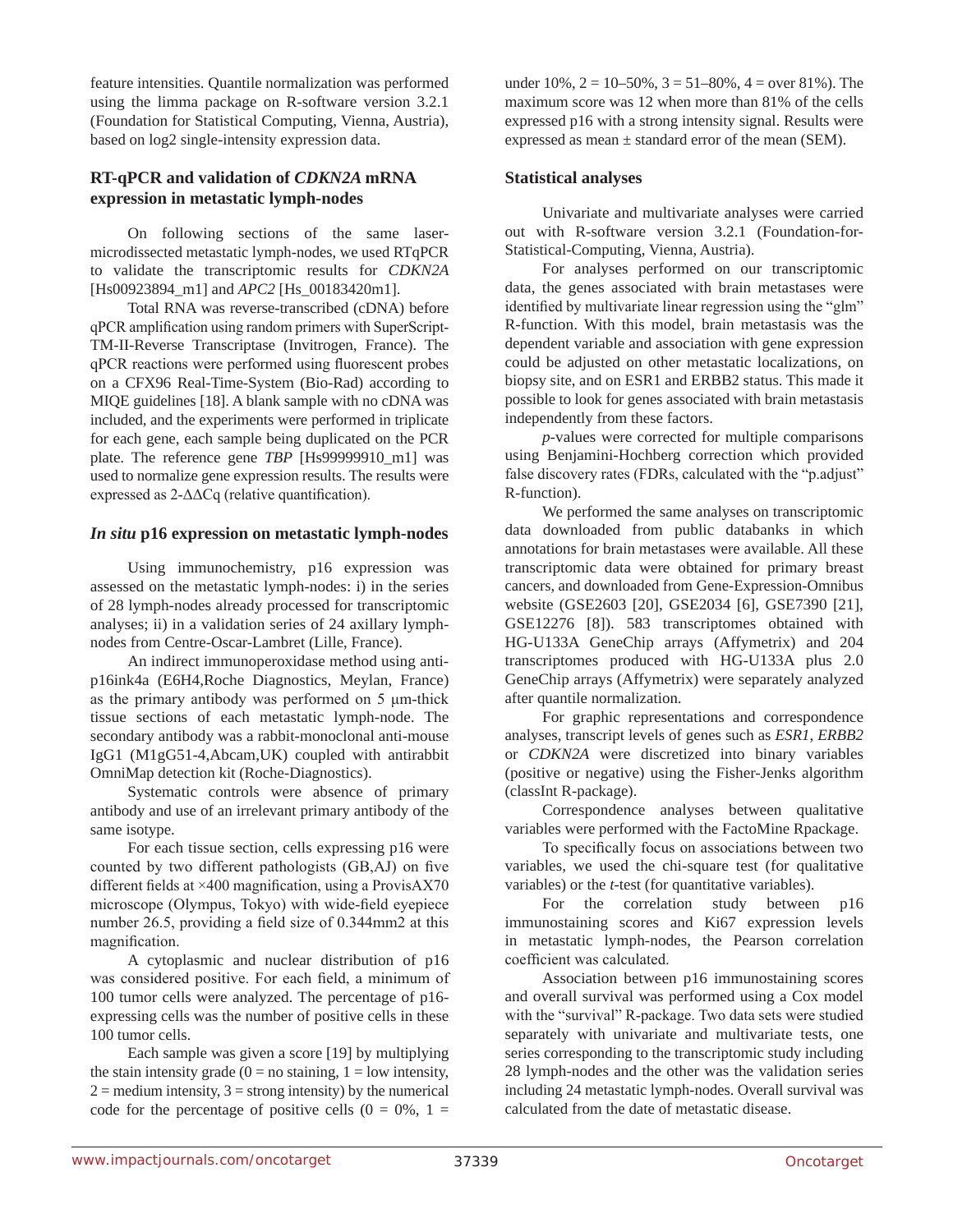feature intensities. Quantile normalization was performed using the limma package on R-software version 3.2.1 (Foundation for Statistical Computing, Vienna, Austria), based on log2 single-intensity expression data.

### RT-qPCR and validation of *CDKN2A* mRNA expression in metastatic lymph-nodes

On following sections of the same laser-microdissected metastatic lymph-nodes, we used RTqPCR to validate the transcriptomic results for *CDKN2A* [Hs00923894_m1] and *APC2* [Hs_00183420m1].

Total RNA was reverse-transcribed (cDNA) before qPCR amplification using random primers with SuperScript-TM-II-Reverse Transcriptase (Invitrogen, France). The qPCR reactions were performed using fluorescent probes on a CFX96 Real-Time-System (Bio-Rad) according to MIQE guidelines [18]. A blank sample with no cDNA was included, and the experiments were performed in triplicate for each gene, each sample being duplicated on the PCR plate. The reference gene *TBP* [Hs99999910_m1] was used to normalize gene expression results. The results were expressed as 2-ΔΔCq (relative quantification).

### *In situ* p16 expression on metastatic lymph-nodes

Using immunochemistry, p16 expression was assessed on the metastatic lymph-nodes: i) in the series of 28 lymph-nodes already processed for transcriptomic analyses; ii) in a validation series of 24 axillary lymph-nodes from Centre-Oscar-Lambret (Lille, France).

An indirect immunoperoxidase method using anti-p16ink4a (E6H4,Roche Diagnostics, Meylan, France) as the primary antibody was performed on 5 µm-thick tissue sections of each metastatic lymph-node. The secondary antibody was a rabbit-monoclonal anti-mouse IgG1 (M1gG51-4,Abcam,UK) coupled with antirabbit OmniMap detection kit (Roche-Diagnostics).

Systematic controls were absence of primary antibody and use of an irrelevant primary antibody of the same isotype.

For each tissue section, cells expressing p16 were counted by two different pathologists (GB,AJ) on five different fields at ×400 magnification, using a ProvisAX70 microscope (Olympus, Tokyo) with wide-field eyepiece number 26.5, providing a field size of 0.344mm2 at this magnification.

A cytoplasmic and nuclear distribution of p16 was considered positive. For each field, a minimum of 100 tumor cells were analyzed. The percentage of p16-expressing cells was the number of positive cells in these 100 tumor cells.

Each sample was given a score [19] by multiplying the stain intensity grade (0 = no staining, 1 = low intensity, 2 = medium intensity, 3 = strong intensity) by the numerical code for the percentage of positive cells (0 = 0%, 1 = under 10%, 2 = 10–50%, 3 = 51–80%, 4 = over 81%). The maximum score was 12 when more than 81% of the cells expressed p16 with a strong intensity signal. Results were expressed as mean ± standard error of the mean (SEM).

### Statistical analyses

Univariate and multivariate analyses were carried out with R-software version 3.2.1 (Foundation-for-Statistical-Computing, Vienna, Austria).

For analyses performed on our transcriptomic data, the genes associated with brain metastases were identified by multivariate linear regression using the "glm" R-function. With this model, brain metastasis was the dependent variable and association with gene expression could be adjusted on other metastatic localizations, on biopsy site, and on ESR1 and ERBB2 status. This made it possible to look for genes associated with brain metastasis independently from these factors.

*p*-values were corrected for multiple comparisons using Benjamini-Hochberg correction which provided false discovery rates (FDRs, calculated with the "p.adjust" R-function).

We performed the same analyses on transcriptomic data downloaded from public databanks in which annotations for brain metastases were available. All these transcriptomic data were obtained for primary breast cancers, and downloaded from Gene-Expression-Omnibus website (GSE2603 [20], GSE2034 [6], GSE7390 [21], GSE12276 [8]). 583 transcriptomes obtained with HG-U133A GeneChip arrays (Affymetrix) and 204 transcriptomes produced with HG-U133A plus 2.0 GeneChip arrays (Affymetrix) were separately analyzed after quantile normalization.

For graphic representations and correspondence analyses, transcript levels of genes such as *ESR1*, *ERBB2* or *CDKN2A* were discretized into binary variables (positive or negative) using the Fisher-Jenks algorithm (classInt R-package).

Correspondence analyses between qualitative variables were performed with the FactoMine Rpackage.

To specifically focus on associations between two variables, we used the chi-square test (for qualitative variables) or the *t*-test (for quantitative variables).

For the correlation study between p16 immunostaining scores and Ki67 expression levels in metastatic lymph-nodes, the Pearson correlation coefficient was calculated.

Association between p16 immunostaining scores and overall survival was performed using a Cox model with the "survival" R-package. Two data sets were studied separately with univariate and multivariate tests, one series corresponding to the transcriptomic study including 28 lymph-nodes and the other was the validation series including 24 metastatic lymph-nodes. Overall survival was calculated from the date of metastatic disease.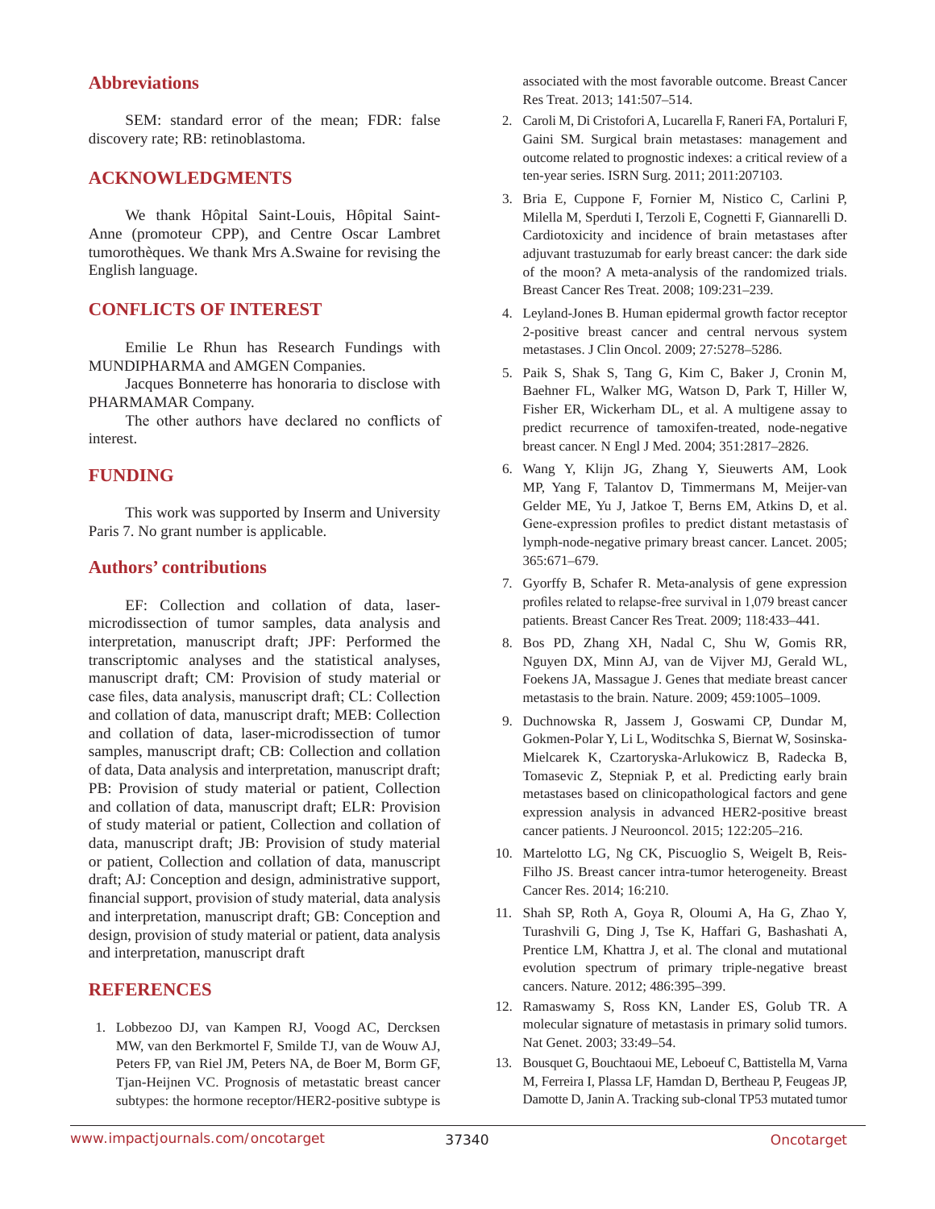## Abbreviations

SEM: standard error of the mean; FDR: false discovery rate; RB: retinoblastoma.

## ACKNOWLEDGMENTS

We thank Hôpital Saint-Louis, Hôpital Saint-Anne (promoteur CPP), and Centre Oscar Lambret tumorothèques. We thank Mrs A.Swaine for revising the English language.

## CONFLICTS OF INTEREST

Emilie Le Rhun has Research Fundings with MUNDIPHARMA and AMGEN Companies.

Jacques Bonneterre has honoraria to disclose with PHARMAMAR Company.

The other authors have declared no conflicts of interest.

## FUNDING

This work was supported by Inserm and University Paris 7. No grant number is applicable.

## Authors' contributions

EF: Collection and collation of data, laser-microdissection of tumor samples, data analysis and interpretation, manuscript draft; JPF: Performed the transcriptomic analyses and the statistical analyses, manuscript draft; CM: Provision of study material or case files, data analysis, manuscript draft; CL: Collection and collation of data, manuscript draft; MEB: Collection and collation of data, laser-microdissection of tumor samples, manuscript draft; CB: Collection and collation of data, Data analysis and interpretation, manuscript draft; PB: Provision of study material or patient, Collection and collation of data, manuscript draft; ELR: Provision of study material or patient, Collection and collation of data, manuscript draft; JB: Provision of study material or patient, Collection and collation of data, manuscript draft; AJ: Conception and design, administrative support, financial support, provision of study material, data analysis and interpretation, manuscript draft; GB: Conception and design, provision of study material or patient, data analysis and interpretation, manuscript draft

## REFERENCES

1. Lobbezoo DJ, van Kampen RJ, Voogd AC, Dercksen MW, van den Berkmortel F, Smilde TJ, van de Wouw AJ, Peters FP, van Riel JM, Peters NA, de Boer M, Borm GF, Tjan-Heijnen VC. Prognosis of metastatic breast cancer subtypes: the hormone receptor/HER2-positive subtype is associated with the most favorable outcome. Breast Cancer Res Treat. 2013; 141:507–514.
2. Caroli M, Di Cristofori A, Lucarella F, Raneri FA, Portaluri F, Gaini SM. Surgical brain metastases: management and outcome related to prognostic indexes: a critical review of a ten-year series. ISRN Surg. 2011; 2011:207103.
3. Bria E, Cuppone F, Fornier M, Nistico C, Carlini P, Milella M, Sperduti I, Terzoli E, Cognetti F, Giannarelli D. Cardiotoxicity and incidence of brain metastases after adjuvant trastuzumab for early breast cancer: the dark side of the moon? A meta-analysis of the randomized trials. Breast Cancer Res Treat. 2008; 109:231–239.
4. Leyland-Jones B. Human epidermal growth factor receptor 2-positive breast cancer and central nervous system metastases. J Clin Oncol. 2009; 27:5278–5286.
5. Paik S, Shak S, Tang G, Kim C, Baker J, Cronin M, Baehner FL, Walker MG, Watson D, Park T, Hiller W, Fisher ER, Wickerham DL, et al. A multigene assay to predict recurrence of tamoxifen-treated, node-negative breast cancer. N Engl J Med. 2004; 351:2817–2826.
6. Wang Y, Klijn JG, Zhang Y, Sieuwerts AM, Look MP, Yang F, Talantov D, Timmermans M, Meijer-van Gelder ME, Yu J, Jatkoe T, Berns EM, Atkins D, et al. Gene-expression profiles to predict distant metastasis of lymph-node-negative primary breast cancer. Lancet. 2005; 365:671–679.
7. Gyorffy B, Schafer R. Meta-analysis of gene expression profiles related to relapse-free survival in 1,079 breast cancer patients. Breast Cancer Res Treat. 2009; 118:433–441.
8. Bos PD, Zhang XH, Nadal C, Shu W, Gomis RR, Nguyen DX, Minn AJ, van de Vijver MJ, Gerald WL, Foekens JA, Massague J. Genes that mediate breast cancer metastasis to the brain. Nature. 2009; 459:1005–1009.
9. Duchnowska R, Jassem J, Goswami CP, Dundar M, Gokmen-Polar Y, Li L, Woditschka S, Biernat W, Sosinska-Mielcarek K, Czartoryska-Arlukowicz B, Radecka B, Tomasevic Z, Stepniak P, et al. Predicting early brain metastases based on clinicopathological factors and gene expression analysis in advanced HER2-positive breast cancer patients. J Neurooncol. 2015; 122:205–216.
10. Martelotto LG, Ng CK, Piscuoglio S, Weigelt B, Reis-Filho JS. Breast cancer intra-tumor heterogeneity. Breast Cancer Res. 2014; 16:210.
11. Shah SP, Roth A, Goya R, Oloumi A, Ha G, Zhao Y, Turashvili G, Ding J, Tse K, Haffari G, Bashashati A, Prentice LM, Khattra J, et al. The clonal and mutational evolution spectrum of primary triple-negative breast cancers. Nature. 2012; 486:395–399.
12. Ramaswamy S, Ross KN, Lander ES, Golub TR. A molecular signature of metastasis in primary solid tumors. Nat Genet. 2003; 33:49–54.
13. Bousquet G, Bouchtaoui ME, Leboeuf C, Battistella M, Varna M, Ferreira I, Plassa LF, Hamdan D, Bertheau P, Feugeas JP, Damotte D, Janin A. Tracking sub-clonal TP53 mutated tumor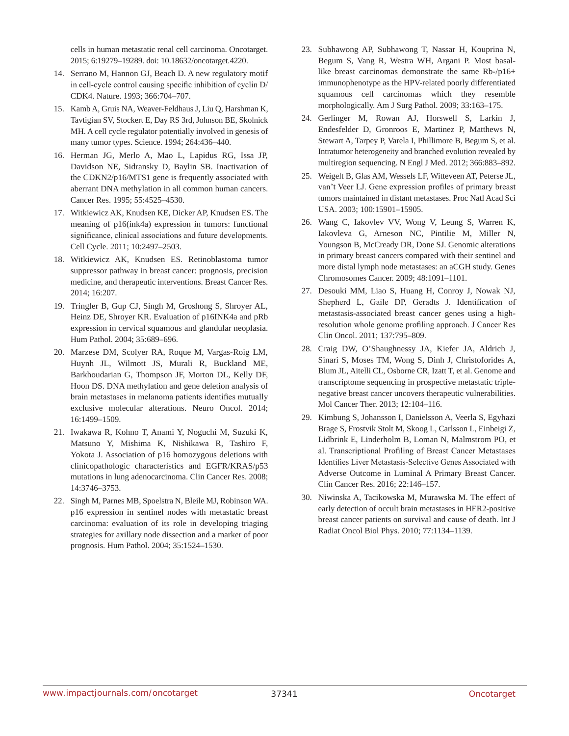cells in human metastatic renal cell carcinoma. Oncotarget. 2015; 6:19279–19289. doi: 10.18632/oncotarget.4220.

14. Serrano M, Hannon GJ, Beach D. A new regulatory motif in cell-cycle control causing specific inhibition of cyclin D/CDK4. Nature. 1993; 366:704–707.

15. Kamb A, Gruis NA, Weaver-Feldhaus J, Liu Q, Harshman K, Tavtigian SV, Stockert E, Day RS 3rd, Johnson BE, Skolnick MH. A cell cycle regulator potentially involved in genesis of many tumor types. Science. 1994; 264:436–440.

16. Herman JG, Merlo A, Mao L, Lapidus RG, Issa JP, Davidson NE, Sidransky D, Baylin SB. Inactivation of the CDKN2/p16/MTS1 gene is frequently associated with aberrant DNA methylation in all common human cancers. Cancer Res. 1995; 55:4525–4530.

17. Witkiewicz AK, Knudsen KE, Dicker AP, Knudsen ES. The meaning of p16(ink4a) expression in tumors: functional significance, clinical associations and future developments. Cell Cycle. 2011; 10:2497–2503.

18. Witkiewicz AK, Knudsen ES. Retinoblastoma tumor suppressor pathway in breast cancer: prognosis, precision medicine, and therapeutic interventions. Breast Cancer Res. 2014; 16:207.

19. Tringler B, Gup CJ, Singh M, Groshong S, Shroyer AL, Heinz DE, Shroyer KR. Evaluation of p16INK4a and pRb expression in cervical squamous and glandular neoplasia. Hum Pathol. 2004; 35:689–696.

20. Marzese DM, Scolyer RA, Roque M, Vargas-Roig LM, Huynh JL, Wilmott JS, Murali R, Buckland ME, Barkhoudarian G, Thompson JF, Morton DL, Kelly DF, Hoon DS. DNA methylation and gene deletion analysis of brain metastases in melanoma patients identifies mutually exclusive molecular alterations. Neuro Oncol. 2014; 16:1499–1509.

21. Iwakawa R, Kohno T, Anami Y, Noguchi M, Suzuki K, Matsuno Y, Mishima K, Nishikawa R, Tashiro F, Yokota J. Association of p16 homozygous deletions with clinicopathologic characteristics and EGFR/KRAS/p53 mutations in lung adenocarcinoma. Clin Cancer Res. 2008; 14:3746–3753.

22. Singh M, Parnes MB, Spoelstra N, Bleile MJ, Robinson WA. p16 expression in sentinel nodes with metastatic breast carcinoma: evaluation of its role in developing triaging strategies for axillary node dissection and a marker of poor prognosis. Hum Pathol. 2004; 35:1524–1530.

23. Subhawong AP, Subhawong T, Nassar H, Kouprina N, Begum S, Vang R, Westra WH, Argani P. Most basal-like breast carcinomas demonstrate the same Rb-/p16+ immunophenotype as the HPV-related poorly differentiated squamous cell carcinomas which they resemble morphologically. Am J Surg Pathol. 2009; 33:163–175.

24. Gerlinger M, Rowan AJ, Horswell S, Larkin J, Endesfelder D, Gronroos E, Martinez P, Matthews N, Stewart A, Tarpey P, Varela I, Phillimore B, Begum S, et al. Intratumor heterogeneity and branched evolution revealed by multiregion sequencing. N Engl J Med. 2012; 366:883–892.

25. Weigelt B, Glas AM, Wessels LF, Witteveen AT, Peterse JL, van't Veer LJ. Gene expression profiles of primary breast tumors maintained in distant metastases. Proc Natl Acad Sci USA. 2003; 100:15901–15905.

26. Wang C, Iakovlev VV, Wong V, Leung S, Warren K, Iakovleva G, Arneson NC, Pintilie M, Miller N, Youngson B, McCready DR, Done SJ. Genomic alterations in primary breast cancers compared with their sentinel and more distal lymph node metastases: an aCGH study. Genes Chromosomes Cancer. 2009; 48:1091–1101.

27. Desouki MM, Liao S, Huang H, Conroy J, Nowak NJ, Shepherd L, Gaile DP, Geradts J. Identification of metastasis-associated breast cancer genes using a high-resolution whole genome profiling approach. J Cancer Res Clin Oncol. 2011; 137:795–809.

28. Craig DW, O'Shaughnessy JA, Kiefer JA, Aldrich J, Sinari S, Moses TM, Wong S, Dinh J, Christoforides A, Blum JL, Aitelli CL, Osborne CR, Izatt T, et al. Genome and transcriptome sequencing in prospective metastatic triple-negative breast cancer uncovers therapeutic vulnerabilities. Mol Cancer Ther. 2013; 12:104–116.

29. Kimbung S, Johansson I, Danielsson A, Veerla S, Egyhazi Brage S, Frostvik Stolt M, Skoog L, Carlsson L, Einbeigi Z, Lidbrink E, Linderholm B, Loman N, Malmstrom PO, et al. Transcriptional Profiling of Breast Cancer Metastases Identifies Liver Metastasis-Selective Genes Associated with Adverse Outcome in Luminal A Primary Breast Cancer. Clin Cancer Res. 2016; 22:146–157.

30. Niwinska A, Tacikowska M, Murawska M. The effect of early detection of occult brain metastases in HER2-positive breast cancer patients on survival and cause of death. Int J Radiat Oncol Biol Phys. 2010; 77:1134–1139.